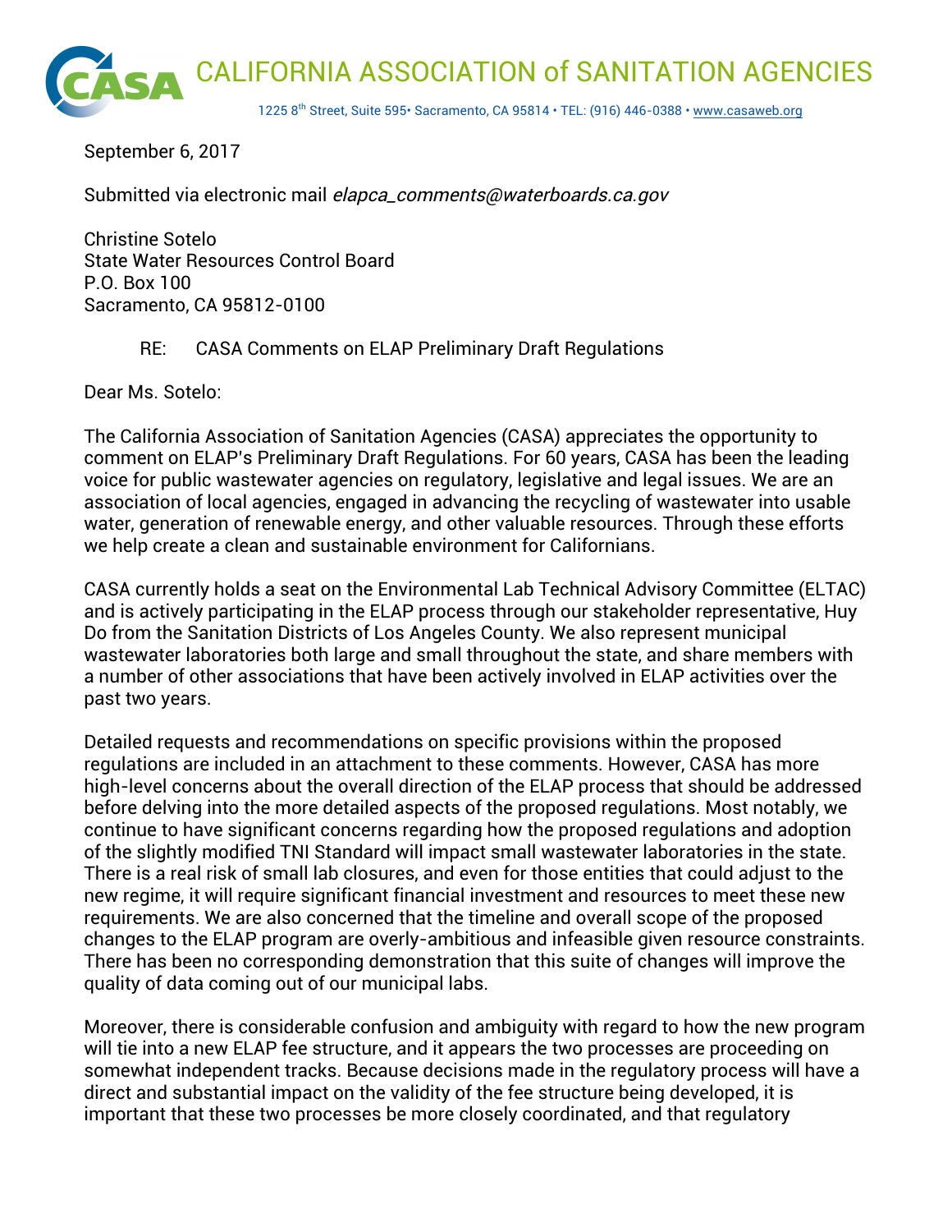# CALIFORNIA ASSOCIATION of SANITATION AGENCIES

1225 8th Street, Suite 595• Sacramento, CA 95814 • TEL: (916) 446-0388 • www.casaweb.org

September 6, 2017

Submitted via electronic mail *elapca_comments@waterboards.ca.gov*

Christine Sotelo
State Water Resources Control Board
P.O. Box 100
Sacramento, CA 95812-0100

RE: CASA Comments on ELAP Preliminary Draft Regulations

Dear Ms. Sotelo:

The California Association of Sanitation Agencies (CASA) appreciates the opportunity to comment on ELAP's Preliminary Draft Regulations. For 60 years, CASA has been the leading voice for public wastewater agencies on regulatory, legislative and legal issues. We are an association of local agencies, engaged in advancing the recycling of wastewater into usable water, generation of renewable energy, and other valuable resources. Through these efforts we help create a clean and sustainable environment for Californians.

CASA currently holds a seat on the Environmental Lab Technical Advisory Committee (ELTAC) and is actively participating in the ELAP process through our stakeholder representative, Huy Do from the Sanitation Districts of Los Angeles County. We also represent municipal wastewater laboratories both large and small throughout the state, and share members with a number of other associations that have been actively involved in ELAP activities over the past two years.

Detailed requests and recommendations on specific provisions within the proposed regulations are included in an attachment to these comments. However, CASA has more high-level concerns about the overall direction of the ELAP process that should be addressed before delving into the more detailed aspects of the proposed regulations. Most notably, we continue to have significant concerns regarding how the proposed regulations and adoption of the slightly modified TNI Standard will impact small wastewater laboratories in the state. There is a real risk of small lab closures, and even for those entities that could adjust to the new regime, it will require significant financial investment and resources to meet these new requirements. We are also concerned that the timeline and overall scope of the proposed changes to the ELAP program are overly-ambitious and infeasible given resource constraints. There has been no corresponding demonstration that this suite of changes will improve the quality of data coming out of our municipal labs.

Moreover, there is considerable confusion and ambiguity with regard to how the new program will tie into a new ELAP fee structure, and it appears the two processes are proceeding on somewhat independent tracks. Because decisions made in the regulatory process will have a direct and substantial impact on the validity of the fee structure being developed, it is important that these two processes be more closely coordinated, and that regulatory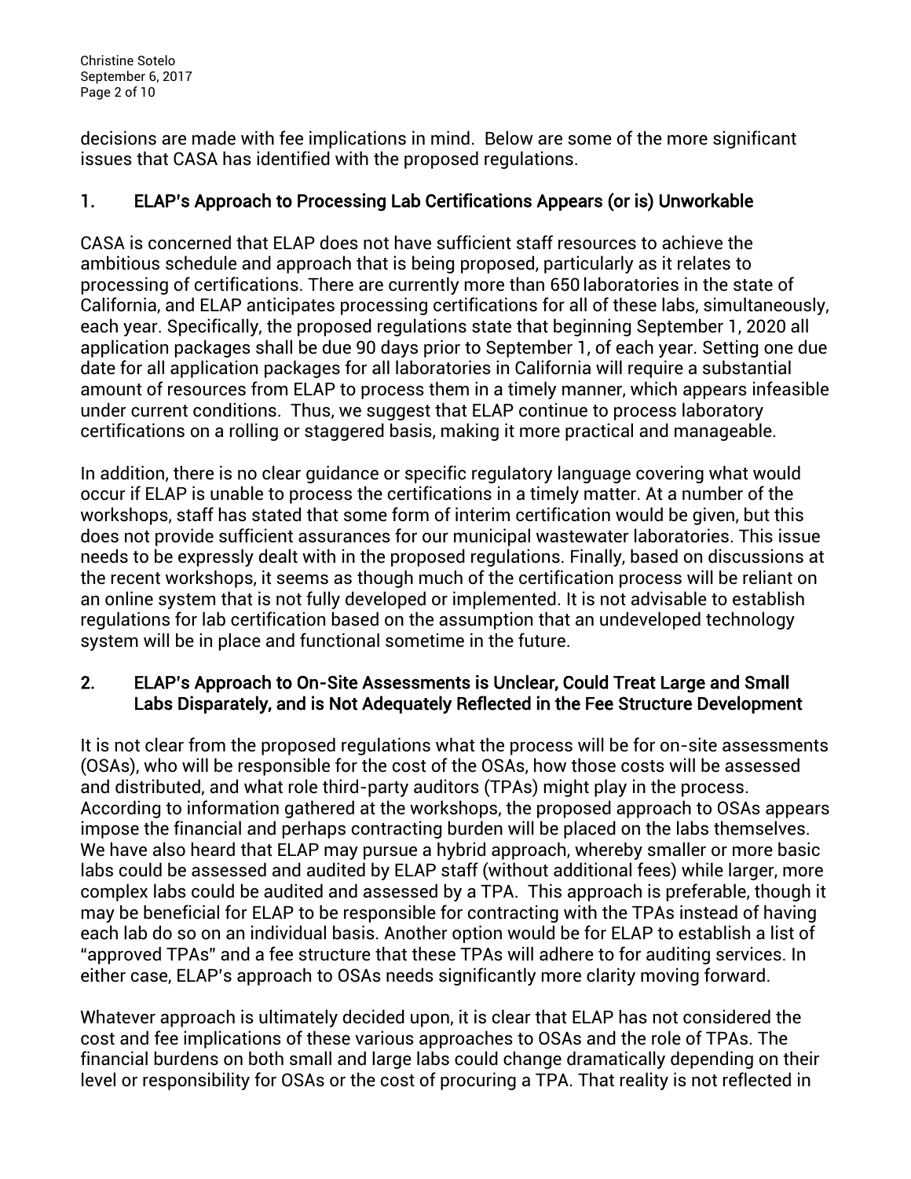decisions are made with fee implications in mind. Below are some of the more significant issues that CASA has identified with the proposed regulations.

## 1. ELAP's Approach to Processing Lab Certifications Appears (or is) Unworkable

CASA is concerned that ELAP does not have sufficient staff resources to achieve the ambitious schedule and approach that is being proposed, particularly as it relates to processing of certifications. There are currently more than 650 laboratories in the state of California, and ELAP anticipates processing certifications for all of these labs, simultaneously, each year. Specifically, the proposed regulations state that beginning September 1, 2020 all application packages shall be due 90 days prior to September 1, of each year. Setting one due date for all application packages for all laboratories in California will require a substantial amount of resources from ELAP to process them in a timely manner, which appears infeasible under current conditions. Thus, we suggest that ELAP continue to process laboratory certifications on a rolling or staggered basis, making it more practical and manageable.

In addition, there is no clear guidance or specific regulatory language covering what would occur if ELAP is unable to process the certifications in a timely matter. At a number of the workshops, staff has stated that some form of interim certification would be given, but this does not provide sufficient assurances for our municipal wastewater laboratories. This issue needs to be expressly dealt with in the proposed regulations. Finally, based on discussions at the recent workshops, it seems as though much of the certification process will be reliant on an online system that is not fully developed or implemented. It is not advisable to establish regulations for lab certification based on the assumption that an undeveloped technology system will be in place and functional sometime in the future.

## 2. ELAP's Approach to On-Site Assessments is Unclear, Could Treat Large and Small Labs Disparately, and is Not Adequately Reflected in the Fee Structure Development

It is not clear from the proposed regulations what the process will be for on-site assessments (OSAs), who will be responsible for the cost of the OSAs, how those costs will be assessed and distributed, and what role third-party auditors (TPAs) might play in the process. According to information gathered at the workshops, the proposed approach to OSAs appears impose the financial and perhaps contracting burden will be placed on the labs themselves. We have also heard that ELAP may pursue a hybrid approach, whereby smaller or more basic labs could be assessed and audited by ELAP staff (without additional fees) while larger, more complex labs could be audited and assessed by a TPA. This approach is preferable, though it may be beneficial for ELAP to be responsible for contracting with the TPAs instead of having each lab do so on an individual basis. Another option would be for ELAP to establish a list of "approved TPAs" and a fee structure that these TPAs will adhere to for auditing services. In either case, ELAP's approach to OSAs needs significantly more clarity moving forward.

Whatever approach is ultimately decided upon, it is clear that ELAP has not considered the cost and fee implications of these various approaches to OSAs and the role of TPAs. The financial burdens on both small and large labs could change dramatically depending on their level or responsibility for OSAs or the cost of procuring a TPA. That reality is not reflected in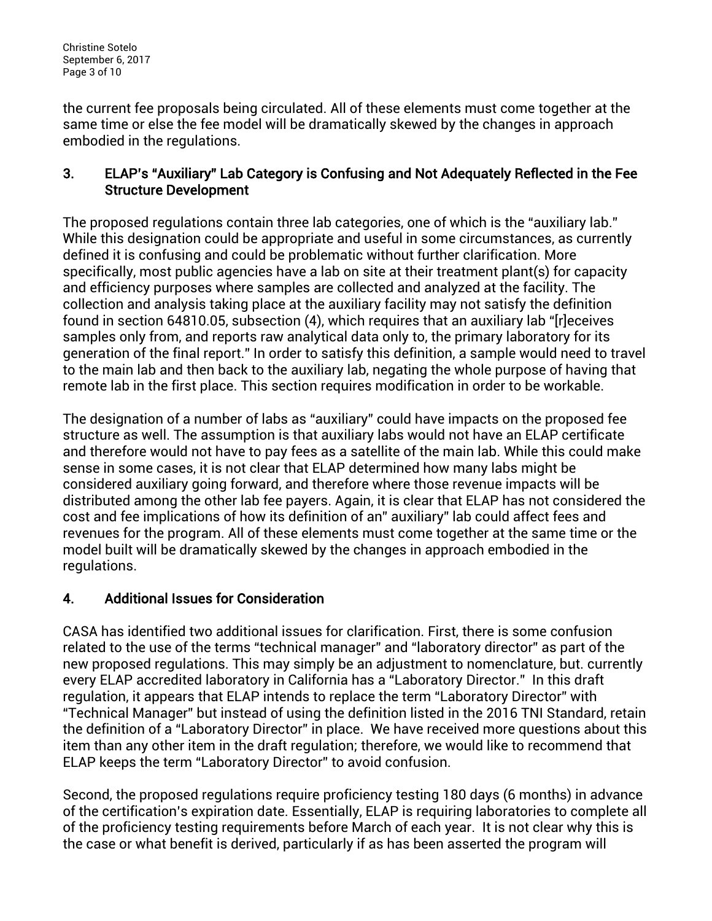the current fee proposals being circulated. All of these elements must come together at the same time or else the fee model will be dramatically skewed by the changes in approach embodied in the regulations.

## 3. ELAP's "Auxiliary" Lab Category is Confusing and Not Adequately Reflected in the Fee Structure Development

The proposed regulations contain three lab categories, one of which is the "auxiliary lab." While this designation could be appropriate and useful in some circumstances, as currently defined it is confusing and could be problematic without further clarification. More specifically, most public agencies have a lab on site at their treatment plant(s) for capacity and efficiency purposes where samples are collected and analyzed at the facility. The collection and analysis taking place at the auxiliary facility may not satisfy the definition found in section 64810.05, subsection (4), which requires that an auxiliary lab "[r]eceives samples only from, and reports raw analytical data only to, the primary laboratory for its generation of the final report." In order to satisfy this definition, a sample would need to travel to the main lab and then back to the auxiliary lab, negating the whole purpose of having that remote lab in the first place. This section requires modification in order to be workable.

The designation of a number of labs as "auxiliary" could have impacts on the proposed fee structure as well. The assumption is that auxiliary labs would not have an ELAP certificate and therefore would not have to pay fees as a satellite of the main lab. While this could make sense in some cases, it is not clear that ELAP determined how many labs might be considered auxiliary going forward, and therefore where those revenue impacts will be distributed among the other lab fee payers. Again, it is clear that ELAP has not considered the cost and fee implications of how its definition of an" auxiliary" lab could affect fees and revenues for the program. All of these elements must come together at the same time or the model built will be dramatically skewed by the changes in approach embodied in the regulations.

## 4. Additional Issues for Consideration

CASA has identified two additional issues for clarification. First, there is some confusion related to the use of the terms "technical manager" and "laboratory director" as part of the new proposed regulations. This may simply be an adjustment to nomenclature, but. currently every ELAP accredited laboratory in California has a "Laboratory Director." In this draft regulation, it appears that ELAP intends to replace the term "Laboratory Director" with "Technical Manager" but instead of using the definition listed in the 2016 TNI Standard, retain the definition of a "Laboratory Director" in place. We have received more questions about this item than any other item in the draft regulation; therefore, we would like to recommend that ELAP keeps the term "Laboratory Director" to avoid confusion.

Second, the proposed regulations require proficiency testing 180 days (6 months) in advance of the certification's expiration date. Essentially, ELAP is requiring laboratories to complete all of the proficiency testing requirements before March of each year. It is not clear why this is the case or what benefit is derived, particularly if as has been asserted the program will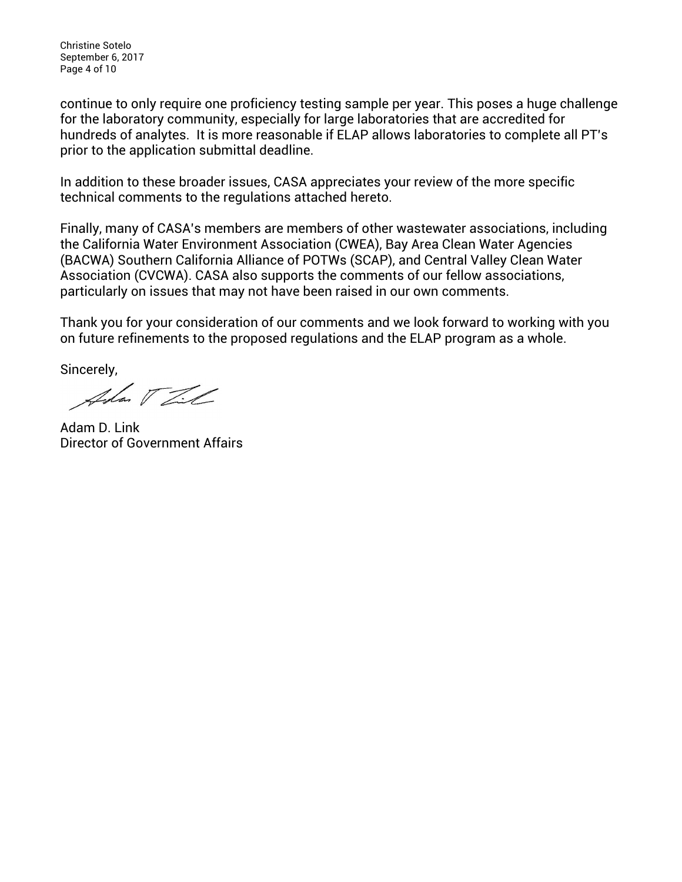continue to only require one proficiency testing sample per year. This poses a huge challenge for the laboratory community, especially for large laboratories that are accredited for hundreds of analytes. It is more reasonable if ELAP allows laboratories to complete all PT's prior to the application submittal deadline.

In addition to these broader issues, CASA appreciates your review of the more specific technical comments to the regulations attached hereto.

Finally, many of CASA's members are members of other wastewater associations, including the California Water Environment Association (CWEA), Bay Area Clean Water Agencies (BACWA) Southern California Alliance of POTWs (SCAP), and Central Valley Clean Water Association (CVCWA). CASA also supports the comments of our fellow associations, particularly on issues that may not have been raised in our own comments.

Thank you for your consideration of our comments and we look forward to working with you on future refinements to the proposed regulations and the ELAP program as a whole.

Sincerely,

Adam D. Link
Director of Government Affairs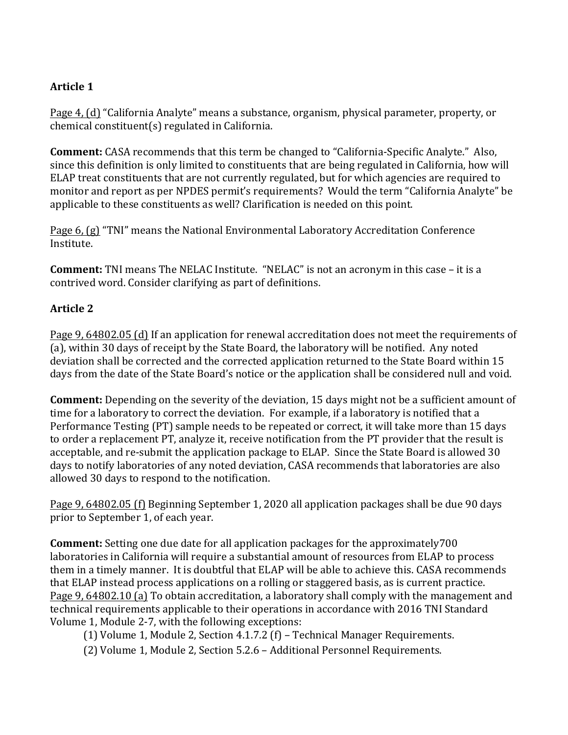## Article 1

<u>Page 4, (d)</u> "California Analyte" means a substance, organism, physical parameter, property, or chemical constituent(s) regulated in California.

**Comment:** CASA recommends that this term be changed to "California-Specific Analyte." Also, since this definition is only limited to constituents that are being regulated in California, how will ELAP treat constituents that are not currently regulated, but for which agencies are required to monitor and report as per NPDES permit's requirements? Would the term "California Analyte" be applicable to these constituents as well? Clarification is needed on this point.

<u>Page 6, (g)</u> "TNI" means the National Environmental Laboratory Accreditation Conference Institute.

**Comment:** TNI means The NELAC Institute. "NELAC" is not an acronym in this case – it is a contrived word. Consider clarifying as part of definitions.

## Article 2

<u>Page 9, 64802.05 (d)</u> If an application for renewal accreditation does not meet the requirements of (a), within 30 days of receipt by the State Board, the laboratory will be notified. Any noted deviation shall be corrected and the corrected application returned to the State Board within 15 days from the date of the State Board's notice or the application shall be considered null and void.

**Comment:** Depending on the severity of the deviation, 15 days might not be a sufficient amount of time for a laboratory to correct the deviation. For example, if a laboratory is notified that a Performance Testing (PT) sample needs to be repeated or correct, it will take more than 15 days to order a replacement PT, analyze it, receive notification from the PT provider that the result is acceptable, and re-submit the application package to ELAP. Since the State Board is allowed 30 days to notify laboratories of any noted deviation, CASA recommends that laboratories are also allowed 30 days to respond to the notification.

<u>Page 9, 64802.05 (f)</u> Beginning September 1, 2020 all application packages shall be due 90 days prior to September 1, of each year.

**Comment:** Setting one due date for all application packages for the approximately700 laboratories in California will require a substantial amount of resources from ELAP to process them in a timely manner. It is doubtful that ELAP will be able to achieve this. CASA recommends that ELAP instead process applications on a rolling or staggered basis, as is current practice.

<u>Page 9, 64802.10 (a)</u> To obtain accreditation, a laboratory shall comply with the management and technical requirements applicable to their operations in accordance with 2016 TNI Standard Volume 1, Module 2-7, with the following exceptions:

(1) Volume 1, Module 2, Section 4.1.7.2 (f) – Technical Manager Requirements.

(2) Volume 1, Module 2, Section 5.2.6 – Additional Personnel Requirements.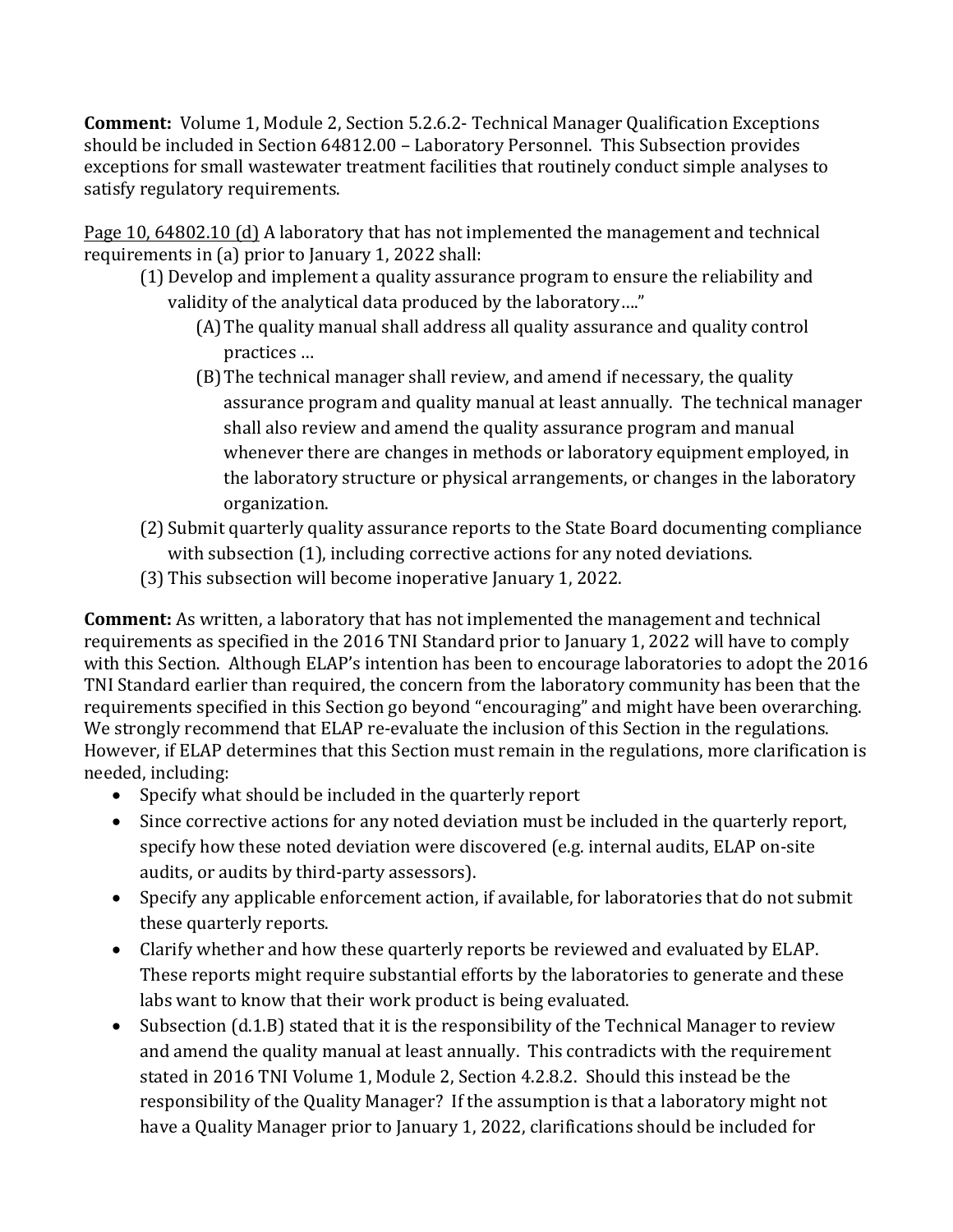**Comment:** Volume 1, Module 2, Section 5.2.6.2- Technical Manager Qualification Exceptions should be included in Section 64812.00 – Laboratory Personnel. This Subsection provides exceptions for small wastewater treatment facilities that routinely conduct simple analyses to satisfy regulatory requirements.

Page 10, 64802.10 (d) A laboratory that has not implemented the management and technical requirements in (a) prior to January 1, 2022 shall:

- (1) Develop and implement a quality assurance program to ensure the reliability and validity of the analytical data produced by the laboratory…."
  - (A) The quality manual shall address all quality assurance and quality control practices …
  - (B) The technical manager shall review, and amend if necessary, the quality assurance program and quality manual at least annually. The technical manager shall also review and amend the quality assurance program and manual whenever there are changes in methods or laboratory equipment employed, in the laboratory structure or physical arrangements, or changes in the laboratory organization.
- (2) Submit quarterly quality assurance reports to the State Board documenting compliance with subsection (1), including corrective actions for any noted deviations.
- (3) This subsection will become inoperative January 1, 2022.

**Comment:** As written, a laboratory that has not implemented the management and technical requirements as specified in the 2016 TNI Standard prior to January 1, 2022 will have to comply with this Section. Although ELAP's intention has been to encourage laboratories to adopt the 2016 TNI Standard earlier than required, the concern from the laboratory community has been that the requirements specified in this Section go beyond "encouraging" and might have been overarching. We strongly recommend that ELAP re-evaluate the inclusion of this Section in the regulations. However, if ELAP determines that this Section must remain in the regulations, more clarification is needed, including:

- Specify what should be included in the quarterly report
- Since corrective actions for any noted deviation must be included in the quarterly report, specify how these noted deviation were discovered (e.g. internal audits, ELAP on-site audits, or audits by third-party assessors).
- Specify any applicable enforcement action, if available, for laboratories that do not submit these quarterly reports.
- Clarify whether and how these quarterly reports be reviewed and evaluated by ELAP. These reports might require substantial efforts by the laboratories to generate and these labs want to know that their work product is being evaluated.
- Subsection (d.1.B) stated that it is the responsibility of the Technical Manager to review and amend the quality manual at least annually. This contradicts with the requirement stated in 2016 TNI Volume 1, Module 2, Section 4.2.8.2. Should this instead be the responsibility of the Quality Manager? If the assumption is that a laboratory might not have a Quality Manager prior to January 1, 2022, clarifications should be included for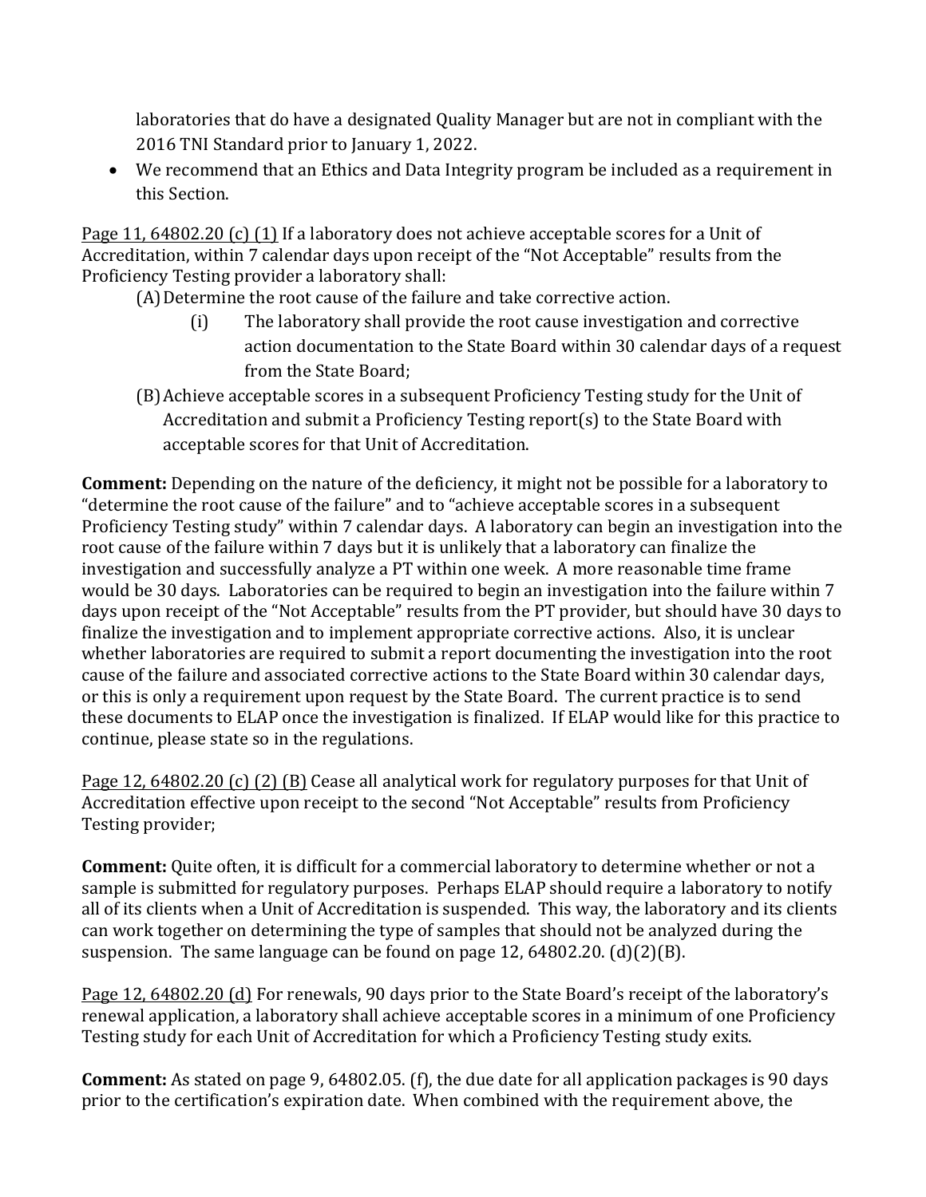laboratories that do have a designated Quality Manager but are not in compliant with the 2016 TNI Standard prior to January 1, 2022.

- We recommend that an Ethics and Data Integrity program be included as a requirement in this Section.

<u>Page 11, 64802.20 (c) (1)</u> If a laboratory does not achieve acceptable scores for a Unit of Accreditation, within 7 calendar days upon receipt of the "Not Acceptable" results from the Proficiency Testing provider a laboratory shall:

(A) Determine the root cause of the failure and take corrective action.

  (i) The laboratory shall provide the root cause investigation and corrective action documentation to the State Board within 30 calendar days of a request from the State Board;

(B) Achieve acceptable scores in a subsequent Proficiency Testing study for the Unit of Accreditation and submit a Proficiency Testing report(s) to the State Board with acceptable scores for that Unit of Accreditation.

**Comment:** Depending on the nature of the deficiency, it might not be possible for a laboratory to "determine the root cause of the failure" and to "achieve acceptable scores in a subsequent Proficiency Testing study" within 7 calendar days. A laboratory can begin an investigation into the root cause of the failure within 7 days but it is unlikely that a laboratory can finalize the investigation and successfully analyze a PT within one week. A more reasonable time frame would be 30 days. Laboratories can be required to begin an investigation into the failure within 7 days upon receipt of the "Not Acceptable" results from the PT provider, but should have 30 days to finalize the investigation and to implement appropriate corrective actions. Also, it is unclear whether laboratories are required to submit a report documenting the investigation into the root cause of the failure and associated corrective actions to the State Board within 30 calendar days, or this is only a requirement upon request by the State Board. The current practice is to send these documents to ELAP once the investigation is finalized. If ELAP would like for this practice to continue, please state so in the regulations.

<u>Page 12, 64802.20 (c) (2) (B)</u> Cease all analytical work for regulatory purposes for that Unit of Accreditation effective upon receipt to the second "Not Acceptable" results from Proficiency Testing provider;

**Comment:** Quite often, it is difficult for a commercial laboratory to determine whether or not a sample is submitted for regulatory purposes. Perhaps ELAP should require a laboratory to notify all of its clients when a Unit of Accreditation is suspended. This way, the laboratory and its clients can work together on determining the type of samples that should not be analyzed during the suspension. The same language can be found on page 12, 64802.20. (d)(2)(B).

<u>Page 12, 64802.20 (d)</u> For renewals, 90 days prior to the State Board's receipt of the laboratory's renewal application, a laboratory shall achieve acceptable scores in a minimum of one Proficiency Testing study for each Unit of Accreditation for which a Proficiency Testing study exits.

**Comment:** As stated on page 9, 64802.05. (f), the due date for all application packages is 90 days prior to the certification's expiration date. When combined with the requirement above, the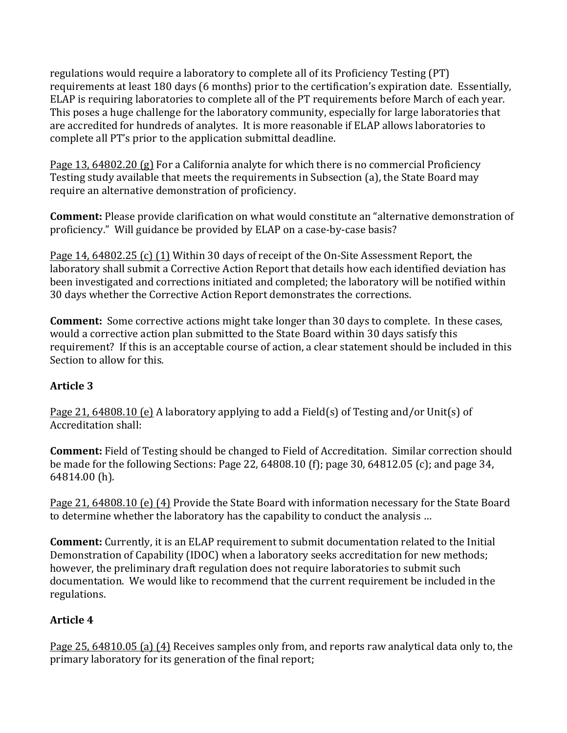regulations would require a laboratory to complete all of its Proficiency Testing (PT) requirements at least 180 days (6 months) prior to the certification's expiration date. Essentially, ELAP is requiring laboratories to complete all of the PT requirements before March of each year. This poses a huge challenge for the laboratory community, especially for large laboratories that are accredited for hundreds of analytes. It is more reasonable if ELAP allows laboratories to complete all PT's prior to the application submittal deadline.

<u>Page 13, 64802.20 (g)</u> For a California analyte for which there is no commercial Proficiency Testing study available that meets the requirements in Subsection (a), the State Board may require an alternative demonstration of proficiency.

**Comment:** Please provide clarification on what would constitute an "alternative demonstration of proficiency." Will guidance be provided by ELAP on a case-by-case basis?

<u>Page 14, 64802.25 (c) (1)</u> Within 30 days of receipt of the On-Site Assessment Report, the laboratory shall submit a Corrective Action Report that details how each identified deviation has been investigated and corrections initiated and completed; the laboratory will be notified within 30 days whether the Corrective Action Report demonstrates the corrections.

**Comment:** Some corrective actions might take longer than 30 days to complete. In these cases, would a corrective action plan submitted to the State Board within 30 days satisfy this requirement? If this is an acceptable course of action, a clear statement should be included in this Section to allow for this.

**Article 3**

<u>Page 21, 64808.10 (e)</u> A laboratory applying to add a Field(s) of Testing and/or Unit(s) of Accreditation shall:

**Comment:** Field of Testing should be changed to Field of Accreditation. Similar correction should be made for the following Sections: Page 22, 64808.10 (f); page 30, 64812.05 (c); and page 34, 64814.00 (h).

<u>Page 21, 64808.10 (e) (4)</u> Provide the State Board with information necessary for the State Board to determine whether the laboratory has the capability to conduct the analysis …

**Comment:** Currently, it is an ELAP requirement to submit documentation related to the Initial Demonstration of Capability (IDOC) when a laboratory seeks accreditation for new methods; however, the preliminary draft regulation does not require laboratories to submit such documentation. We would like to recommend that the current requirement be included in the regulations.

**Article 4**

<u>Page 25, 64810.05 (a) (4)</u> Receives samples only from, and reports raw analytical data only to, the primary laboratory for its generation of the final report;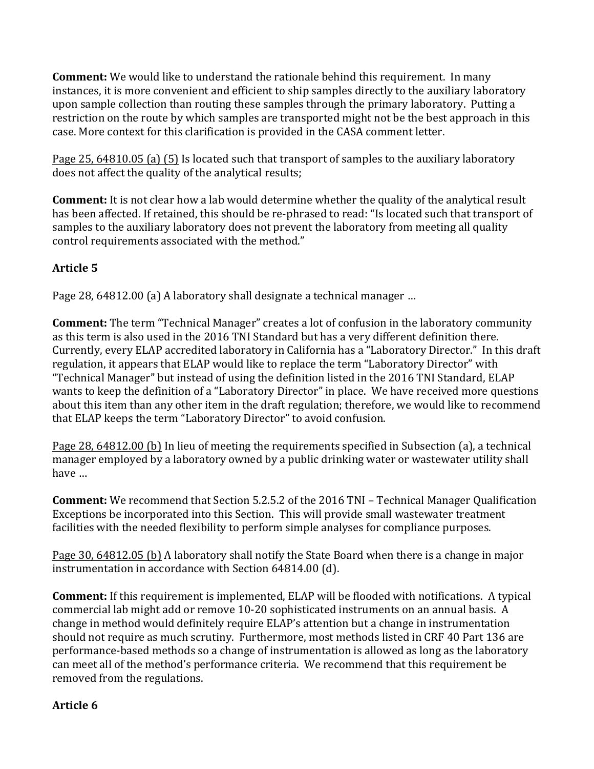**Comment:** We would like to understand the rationale behind this requirement. In many instances, it is more convenient and efficient to ship samples directly to the auxiliary laboratory upon sample collection than routing these samples through the primary laboratory. Putting a restriction on the route by which samples are transported might not be the best approach in this case. More context for this clarification is provided in the CASA comment letter.

Page 25, 64810.05 (a) (5) Is located such that transport of samples to the auxiliary laboratory does not affect the quality of the analytical results;

**Comment:** It is not clear how a lab would determine whether the quality of the analytical result has been affected. If retained, this should be re-phrased to read: "Is located such that transport of samples to the auxiliary laboratory does not prevent the laboratory from meeting all quality control requirements associated with the method."

## Article 5

Page 28, 64812.00 (a) A laboratory shall designate a technical manager …

**Comment:** The term "Technical Manager" creates a lot of confusion in the laboratory community as this term is also used in the 2016 TNI Standard but has a very different definition there. Currently, every ELAP accredited laboratory in California has a "Laboratory Director." In this draft regulation, it appears that ELAP would like to replace the term "Laboratory Director" with "Technical Manager" but instead of using the definition listed in the 2016 TNI Standard, ELAP wants to keep the definition of a "Laboratory Director" in place. We have received more questions about this item than any other item in the draft regulation; therefore, we would like to recommend that ELAP keeps the term "Laboratory Director" to avoid confusion.

Page 28, 64812.00 (b) In lieu of meeting the requirements specified in Subsection (a), a technical manager employed by a laboratory owned by a public drinking water or wastewater utility shall have …

**Comment:** We recommend that Section 5.2.5.2 of the 2016 TNI – Technical Manager Qualification Exceptions be incorporated into this Section. This will provide small wastewater treatment facilities with the needed flexibility to perform simple analyses for compliance purposes.

Page 30, 64812.05 (b) A laboratory shall notify the State Board when there is a change in major instrumentation in accordance with Section 64814.00 (d).

**Comment:** If this requirement is implemented, ELAP will be flooded with notifications. A typical commercial lab might add or remove 10-20 sophisticated instruments on an annual basis. A change in method would definitely require ELAP's attention but a change in instrumentation should not require as much scrutiny. Furthermore, most methods listed in CRF 40 Part 136 are performance-based methods so a change of instrumentation is allowed as long as the laboratory can meet all of the method's performance criteria. We recommend that this requirement be removed from the regulations.

## Article 6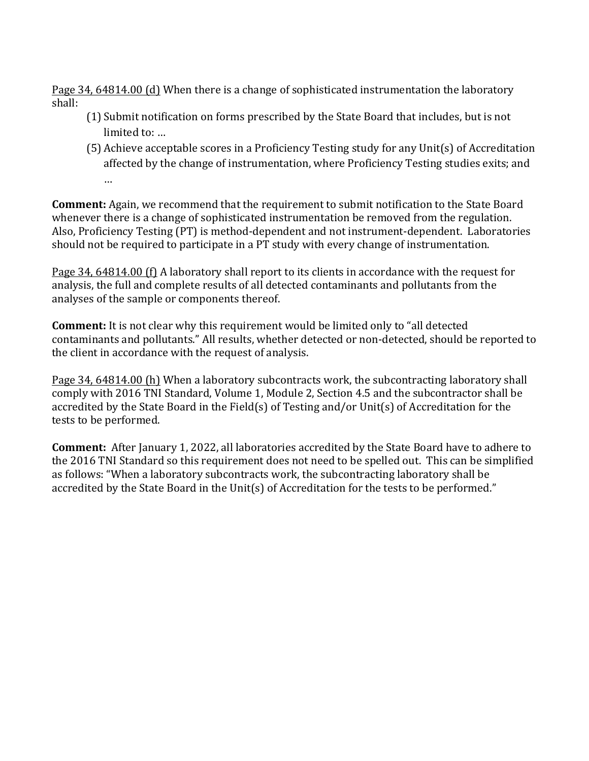Page 34, 64814.00 (d) When there is a change of sophisticated instrumentation the laboratory shall:

(1) Submit notification on forms prescribed by the State Board that includes, but is not limited to: …

(5) Achieve acceptable scores in a Proficiency Testing study for any Unit(s) of Accreditation affected by the change of instrumentation, where Proficiency Testing studies exits; and …

**Comment:** Again, we recommend that the requirement to submit notification to the State Board whenever there is a change of sophisticated instrumentation be removed from the regulation. Also, Proficiency Testing (PT) is method-dependent and not instrument-dependent. Laboratories should not be required to participate in a PT study with every change of instrumentation.

Page 34, 64814.00 (f) A laboratory shall report to its clients in accordance with the request for analysis, the full and complete results of all detected contaminants and pollutants from the analyses of the sample or components thereof.

**Comment:** It is not clear why this requirement would be limited only to "all detected contaminants and pollutants." All results, whether detected or non-detected, should be reported to the client in accordance with the request of analysis.

Page 34, 64814.00 (h) When a laboratory subcontracts work, the subcontracting laboratory shall comply with 2016 TNI Standard, Volume 1, Module 2, Section 4.5 and the subcontractor shall be accredited by the State Board in the Field(s) of Testing and/or Unit(s) of Accreditation for the tests to be performed.

**Comment:** After January 1, 2022, all laboratories accredited by the State Board have to adhere to the 2016 TNI Standard so this requirement does not need to be spelled out. This can be simplified as follows: "When a laboratory subcontracts work, the subcontracting laboratory shall be accredited by the State Board in the Unit(s) of Accreditation for the tests to be performed."